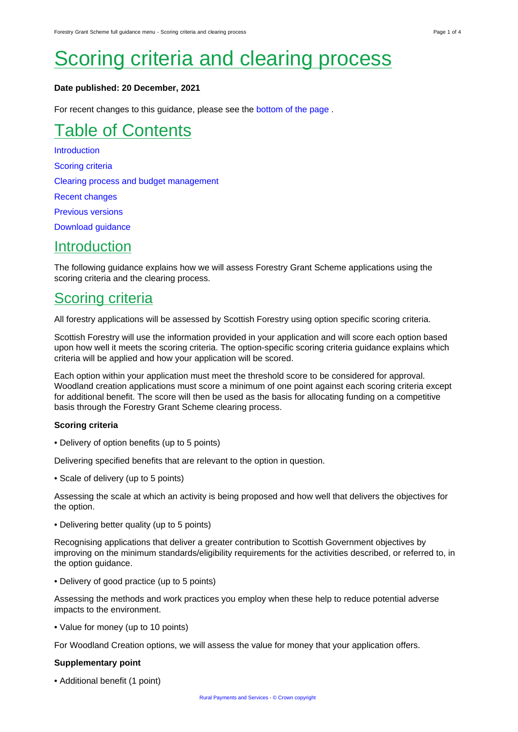# Scoring criteria and clearing process

**Date published: 20 December, 2021**

For recent changes to this guidance, please see the bottom of the page .

## Table of Contents

Introduction

Scoring criteria

Clearing process and budget management

Recent changes

Previous versions

Download guidance

## Introduction

The following guidance explains how we will assess Forestry Grant Scheme applications using the scoring criteria and the clearing process.

## Scoring criteria

All forestry applications will be assessed by Scottish Forestry using option specific scoring criteria.

Scottish Forestry will use the information provided in your application and will score each option based upon how well it meets the scoring criteria. The option-specific scoring criteria guidance explains which criteria will be applied and how your application will be scored.

Each option within your application must meet the threshold score to be considered for approval. Woodland creation applications must score a minimum of one point against each scoring criteria except for additional benefit. The score will then be used as the basis for allocating funding on a competitive basis through the Forestry Grant Scheme clearing process.

**Scoring criteria**

- Delivery of option benefits (up to 5 points)

Delivering specified benefits that are relevant to the option in question.

- Scale of delivery (up to 5 points)

Assessing the scale at which an activity is being proposed and how well that delivers the objectives for the option.

- Delivering better quality (up to 5 points)

Recognising applications that deliver a greater contribution to Scottish Government objectives by improving on the minimum standards/eligibility requirements for the activities described, or referred to, in the option guidance.

- Delivery of good practice (up to 5 points)

Assessing the methods and work practices you employ when these help to reduce potential adverse impacts to the environment.

- Value for money (up to 10 points)

For Woodland Creation options, we will assess the value for money that your application offers.

**Supplementary point**

- Additional benefit (1 point)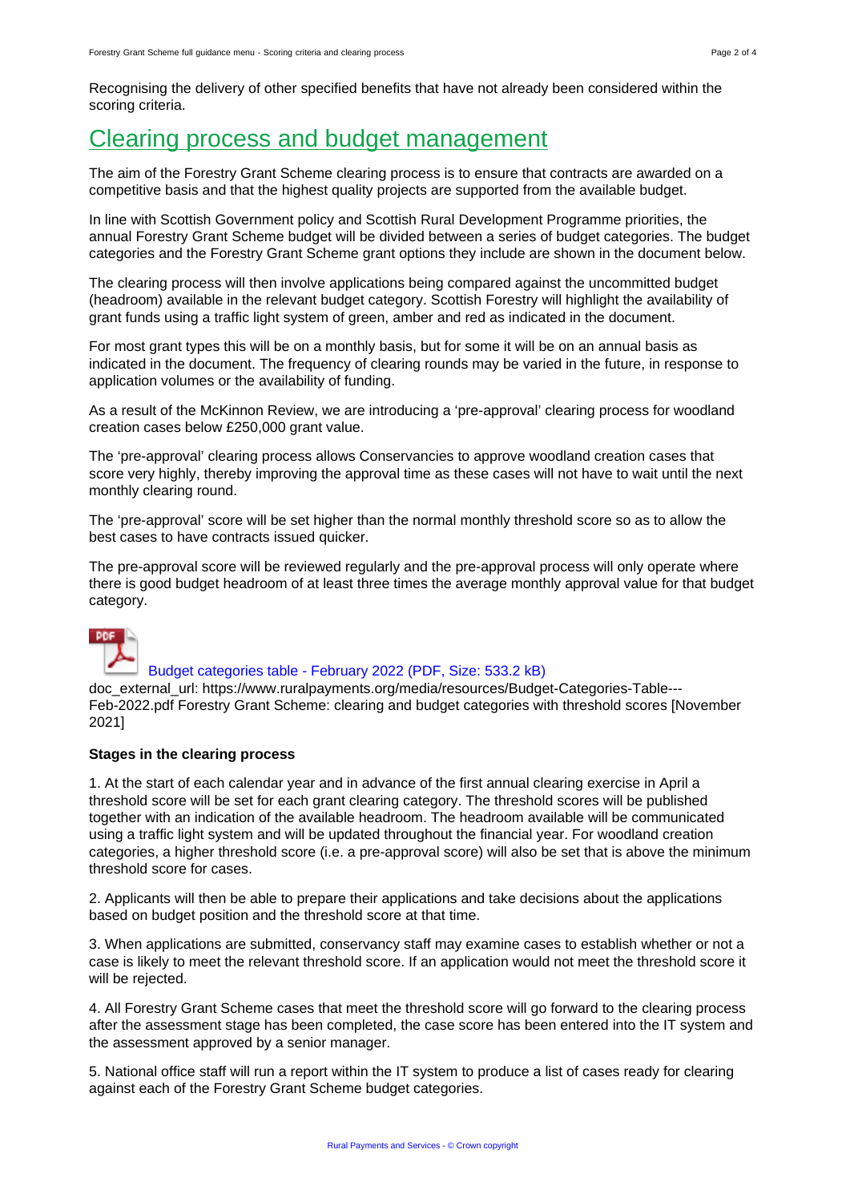Recognising the delivery of other specified benefits that have not already been considered within the scoring criteria.

## Clearing process and budget management

The aim of the Forestry Grant Scheme clearing process is to ensure that contracts are awarded on a competitive basis and that the highest quality projects are supported from the available budget.

In line with Scottish Government policy and Scottish Rural Development Programme priorities, the annual Forestry Grant Scheme budget will be divided between a series of budget categories. The budget categories and the Forestry Grant Scheme grant options they include are shown in the document below.

The clearing process will then involve applications being compared against the uncommitted budget (headroom) available in the relevant budget category. Scottish Forestry will highlight the availability of grant funds using a traffic light system of green, amber and red as indicated in the document.

For most grant types this will be on a monthly basis, but for some it will be on an annual basis as indicated in the document. The frequency of clearing rounds may be varied in the future, in response to application volumes or the availability of funding.

As a result of the McKinnon Review, we are introducing a 'pre-approval' clearing process for woodland creation cases below £250,000 grant value.

The 'pre-approval' clearing process allows Conservancies to approve woodland creation cases that score very highly, thereby improving the approval time as these cases will not have to wait until the next monthly clearing round.

The 'pre-approval' score will be set higher than the normal monthly threshold score so as to allow the best cases to have contracts issued quicker.

The pre-approval score will be reviewed regularly and the pre-approval process will only operate where there is good budget headroom of at least three times the average monthly approval value for that budget category.

Budget categories table - February 2022 (PDF, Size: 533.2 kB)

doc_external_url: https://www.ruralpayments.org/media/resources/Budget-Categories-Table---Feb-2022.pdf Forestry Grant Scheme: clearing and budget categories with threshold scores [November 2021]

**Stages in the clearing process**

1. At the start of each calendar year and in advance of the first annual clearing exercise in April a threshold score will be set for each grant clearing category. The threshold scores will be published together with an indication of the available headroom. The headroom available will be communicated using a traffic light system and will be updated throughout the financial year. For woodland creation categories, a higher threshold score (i.e. a pre-approval score) will also be set that is above the minimum threshold score for cases.

2. Applicants will then be able to prepare their applications and take decisions about the applications based on budget position and the threshold score at that time.

3. When applications are submitted, conservancy staff may examine cases to establish whether or not a case is likely to meet the relevant threshold score. If an application would not meet the threshold score it will be rejected.

4. All Forestry Grant Scheme cases that meet the threshold score will go forward to the clearing process after the assessment stage has been completed, the case score has been entered into the IT system and the assessment approved by a senior manager.

5. National office staff will run a report within the IT system to produce a list of cases ready for clearing against each of the Forestry Grant Scheme budget categories.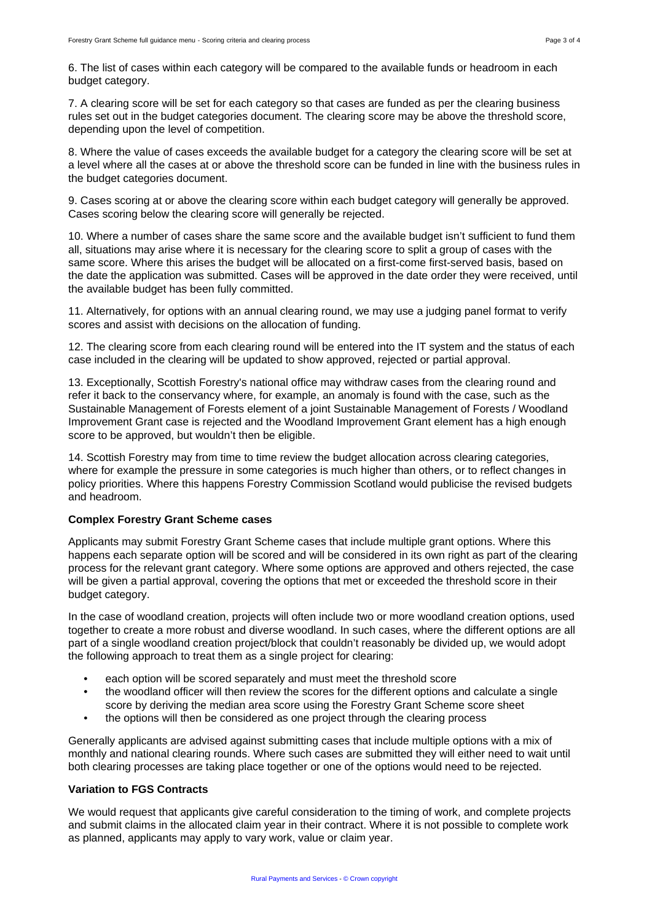6. The list of cases within each category will be compared to the available funds or headroom in each budget category.

7. A clearing score will be set for each category so that cases are funded as per the clearing business rules set out in the budget categories document. The clearing score may be above the threshold score, depending upon the level of competition.

8. Where the value of cases exceeds the available budget for a category the clearing score will be set at a level where all the cases at or above the threshold score can be funded in line with the business rules in the budget categories document.

9. Cases scoring at or above the clearing score within each budget category will generally be approved. Cases scoring below the clearing score will generally be rejected.

10. Where a number of cases share the same score and the available budget isn't sufficient to fund them all, situations may arise where it is necessary for the clearing score to split a group of cases with the same score. Where this arises the budget will be allocated on a first-come first-served basis, based on the date the application was submitted. Cases will be approved in the date order they were received, until the available budget has been fully committed.

11. Alternatively, for options with an annual clearing round, we may use a judging panel format to verify scores and assist with decisions on the allocation of funding.

12. The clearing score from each clearing round will be entered into the IT system and the status of each case included in the clearing will be updated to show approved, rejected or partial approval.

13. Exceptionally, Scottish Forestry's national office may withdraw cases from the clearing round and refer it back to the conservancy where, for example, an anomaly is found with the case, such as the Sustainable Management of Forests element of a joint Sustainable Management of Forests / Woodland Improvement Grant case is rejected and the Woodland Improvement Grant element has a high enough score to be approved, but wouldn't then be eligible.

14. Scottish Forestry may from time to time review the budget allocation across clearing categories, where for example the pressure in some categories is much higher than others, or to reflect changes in policy priorities. Where this happens Forestry Commission Scotland would publicise the revised budgets and headroom.

**Complex Forestry Grant Scheme cases**

Applicants may submit Forestry Grant Scheme cases that include multiple grant options. Where this happens each separate option will be scored and will be considered in its own right as part of the clearing process for the relevant grant category. Where some options are approved and others rejected, the case will be given a partial approval, covering the options that met or exceeded the threshold score in their budget category.

In the case of woodland creation, projects will often include two or more woodland creation options, used together to create a more robust and diverse woodland. In such cases, where the different options are all part of a single woodland creation project/block that couldn't reasonably be divided up, we would adopt the following approach to treat them as a single project for clearing:

- each option will be scored separately and must meet the threshold score
- the woodland officer will then review the scores for the different options and calculate a single score by deriving the median area score using the Forestry Grant Scheme score sheet
- the options will then be considered as one project through the clearing process

Generally applicants are advised against submitting cases that include multiple options with a mix of monthly and national clearing rounds. Where such cases are submitted they will either need to wait until both clearing processes are taking place together or one of the options would need to be rejected.

**Variation to FGS Contracts**

We would request that applicants give careful consideration to the timing of work, and complete projects and submit claims in the allocated claim year in their contract. Where it is not possible to complete work as planned, applicants may apply to vary work, value or claim year.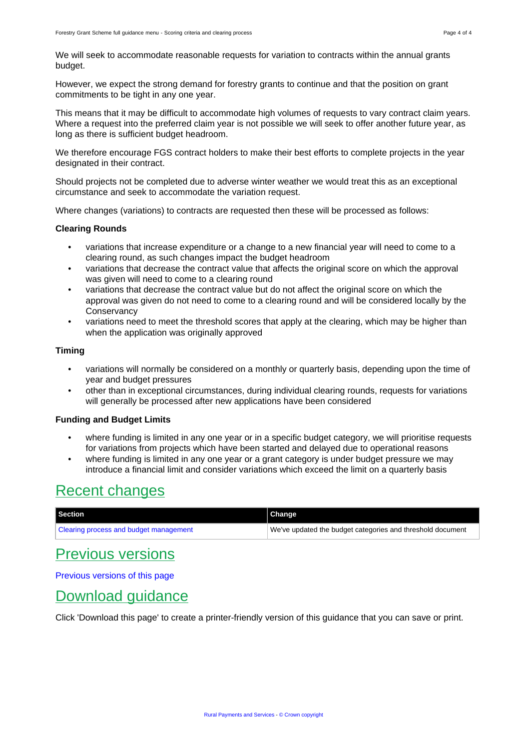We will seek to accommodate reasonable requests for variation to contracts within the annual grants budget.

However, we expect the strong demand for forestry grants to continue and that the position on grant commitments to be tight in any one year.

This means that it may be difficult to accommodate high volumes of requests to vary contract claim years. Where a request into the preferred claim year is not possible we will seek to offer another future year, as long as there is sufficient budget headroom.

We therefore encourage FGS contract holders to make their best efforts to complete projects in the year designated in their contract.

Should projects not be completed due to adverse winter weather we would treat this as an exceptional circumstance and seek to accommodate the variation request.

Where changes (variations) to contracts are requested then these will be processed as follows:

**Clearing Rounds**

- variations that increase expenditure or a change to a new financial year will need to come to a clearing round, as such changes impact the budget headroom
- variations that decrease the contract value that affects the original score on which the approval was given will need to come to a clearing round
- variations that decrease the contract value but do not affect the original score on which the approval was given do not need to come to a clearing round and will be considered locally by the Conservancy
- variations need to meet the threshold scores that apply at the clearing, which may be higher than when the application was originally approved

**Timing**

- variations will normally be considered on a monthly or quarterly basis, depending upon the time of year and budget pressures
- other than in exceptional circumstances, during individual clearing rounds, requests for variations will generally be processed after new applications have been considered

**Funding and Budget Limits**

- where funding is limited in any one year or in a specific budget category, we will prioritise requests for variations from projects which have been started and delayed due to operational reasons
- where funding is limited in any one year or a grant category is under budget pressure we may introduce a financial limit and consider variations which exceed the limit on a quarterly basis

## Recent changes

| Section | Change |
|---|---|
| Clearing process and budget management | We've updated the budget categories and threshold document |

## Previous versions

Previous versions of this page

## Download guidance

Click 'Download this page' to create a printer-friendly version of this guidance that you can save or print.